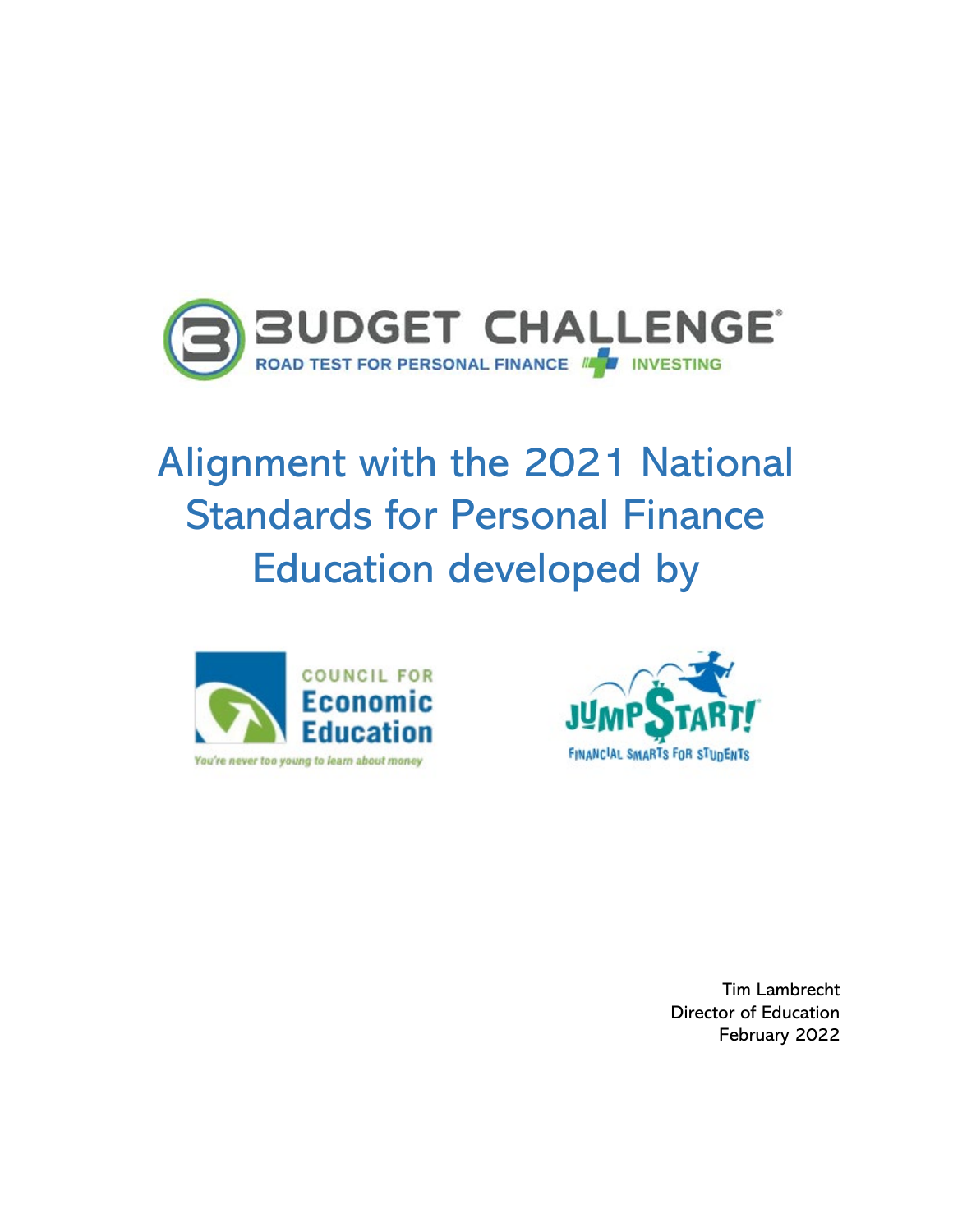BUDGET CHALLENGE®

ROAD TEST FOR PERSONAL FINANCE + INVESTING

# Alignment with the 2021 National Standards for Personal Finance Education developed by

COUNCIL FOR Economic Education

You're never too young to learn about money

JUMP$TART!

FINANCIAL SMARTS FOR STUDENTS

Tim Lambrecht
Director of Education
February 2022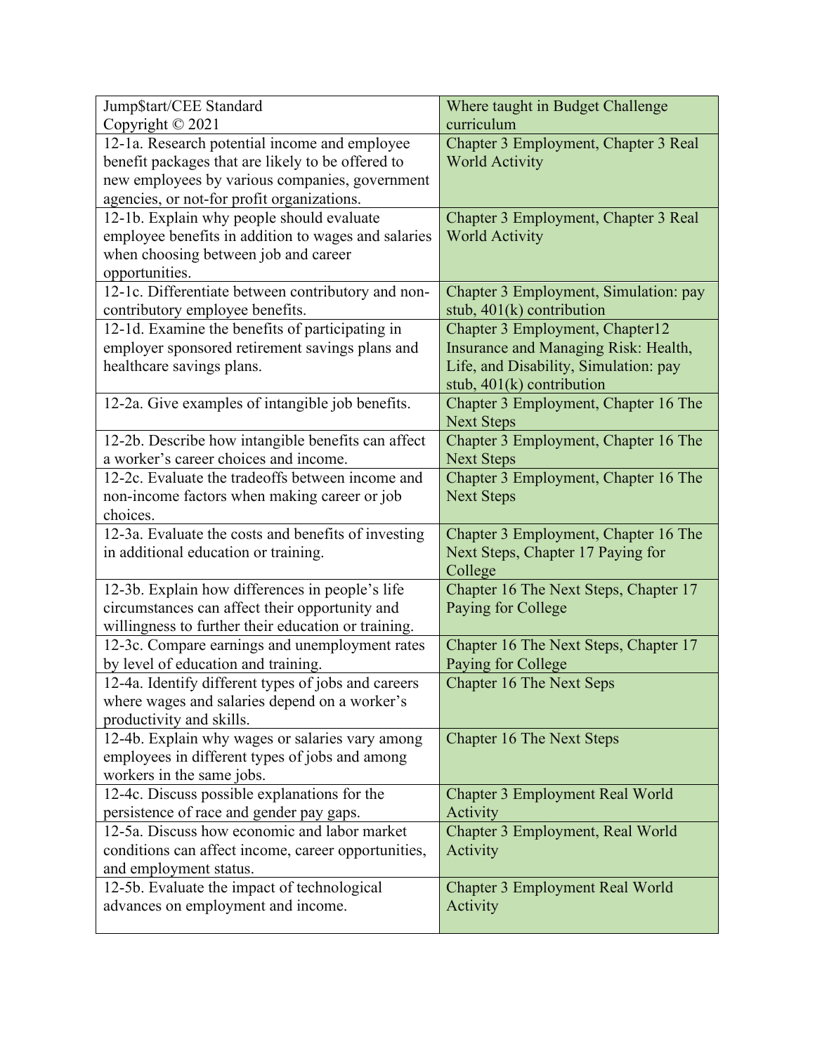| Jump$tart/CEE Standard<br>Copyright © 2021 | Where taught in Budget Challenge curriculum |
|---|---|
| 12-1a. Research potential income and employee benefit packages that are likely to be offered to new employees by various companies, government agencies, or not-for profit organizations. | Chapter 3 Employment, Chapter 3 Real World Activity |
| 12-1b. Explain why people should evaluate employee benefits in addition to wages and salaries when choosing between job and career opportunities. | Chapter 3 Employment, Chapter 3 Real World Activity |
| 12-1c. Differentiate between contributory and non-contributory employee benefits. | Chapter 3 Employment, Simulation: pay stub, 401(k) contribution |
| 12-1d. Examine the benefits of participating in employer sponsored retirement savings plans and healthcare savings plans. | Chapter 3 Employment, Chapter12 Insurance and Managing Risk: Health, Life, and Disability, Simulation: pay stub, 401(k) contribution |
| 12-2a. Give examples of intangible job benefits. | Chapter 3 Employment, Chapter 16 The Next Steps |
| 12-2b. Describe how intangible benefits can affect a worker's career choices and income. | Chapter 3 Employment, Chapter 16 The Next Steps |
| 12-2c. Evaluate the tradeoffs between income and non-income factors when making career or job choices. | Chapter 3 Employment, Chapter 16 The Next Steps |
| 12-3a. Evaluate the costs and benefits of investing in additional education or training. | Chapter 3 Employment, Chapter 16 The Next Steps, Chapter 17 Paying for College |
| 12-3b. Explain how differences in people's life circumstances can affect their opportunity and willingness to further their education or training. | Chapter 16 The Next Steps, Chapter 17 Paying for College |
| 12-3c. Compare earnings and unemployment rates by level of education and training. | Chapter 16 The Next Steps, Chapter 17 Paying for College |
| 12-4a. Identify different types of jobs and careers where wages and salaries depend on a worker's productivity and skills. | Chapter 16 The Next Seps |
| 12-4b. Explain why wages or salaries vary among employees in different types of jobs and among workers in the same jobs. | Chapter 16 The Next Steps |
| 12-4c. Discuss possible explanations for the persistence of race and gender pay gaps. | Chapter 3 Employment Real World Activity |
| 12-5a. Discuss how economic and labor market conditions can affect income, career opportunities, and employment status. | Chapter 3 Employment, Real World Activity |
| 12-5b. Evaluate the impact of technological advances on employment and income. | Chapter 3 Employment Real World Activity |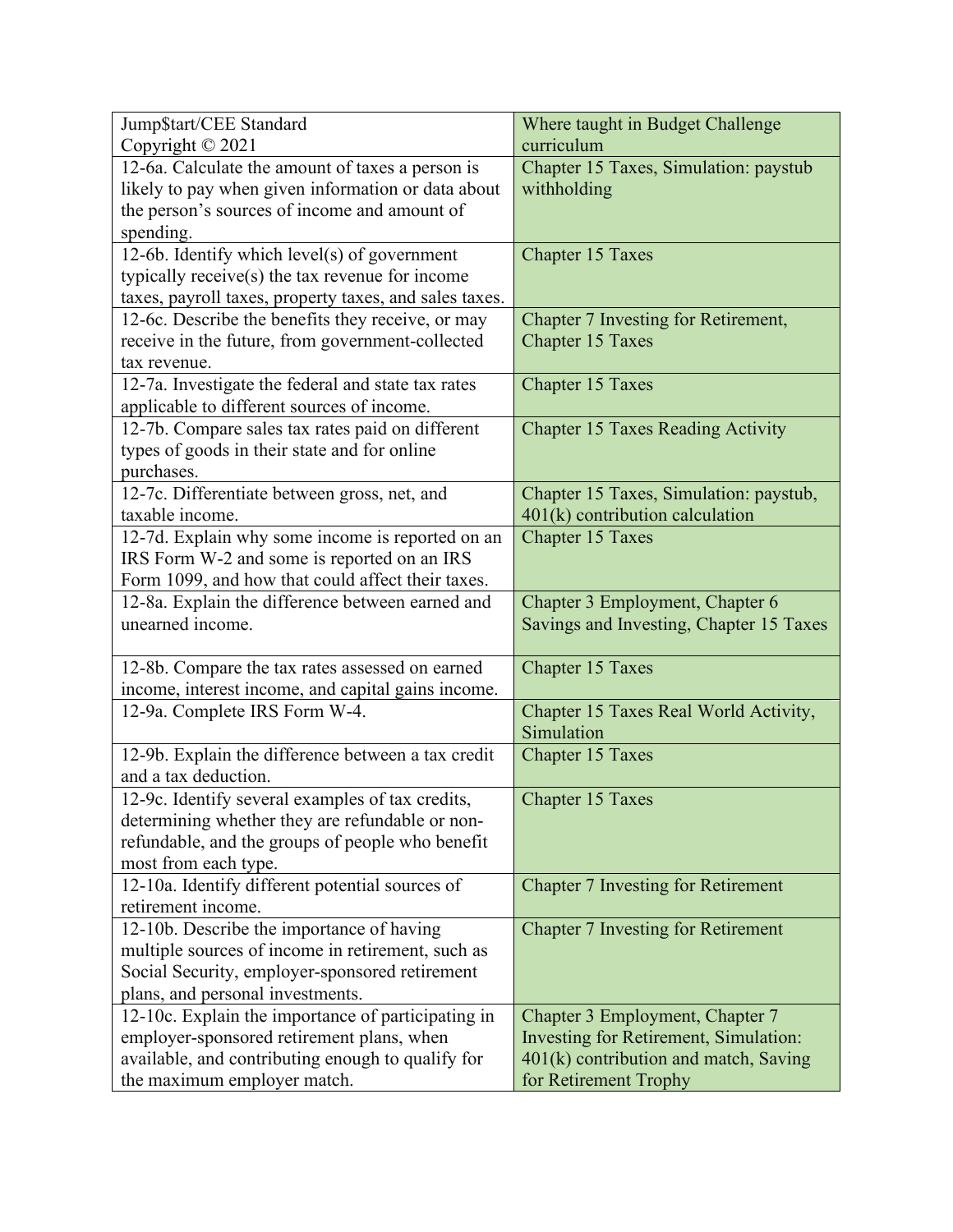| Jump$tart/CEE Standard Copyright © 2021 | Where taught in Budget Challenge curriculum |
|---|---|
| 12-6a. Calculate the amount of taxes a person is likely to pay when given information or data about the person's sources of income and amount of spending. | Chapter 15 Taxes, Simulation: paystub withholding |
| 12-6b. Identify which level(s) of government typically receive(s) the tax revenue for income taxes, payroll taxes, property taxes, and sales taxes. | Chapter 15 Taxes |
| 12-6c. Describe the benefits they receive, or may receive in the future, from government-collected tax revenue. | Chapter 7 Investing for Retirement, Chapter 15 Taxes |
| 12-7a. Investigate the federal and state tax rates applicable to different sources of income. | Chapter 15 Taxes |
| 12-7b. Compare sales tax rates paid on different types of goods in their state and for online purchases. | Chapter 15 Taxes Reading Activity |
| 12-7c. Differentiate between gross, net, and taxable income. | Chapter 15 Taxes, Simulation: paystub, 401(k) contribution calculation |
| 12-7d. Explain why some income is reported on an IRS Form W-2 and some is reported on an IRS Form 1099, and how that could affect their taxes. | Chapter 15 Taxes |
| 12-8a. Explain the difference between earned and unearned income. | Chapter 3 Employment, Chapter 6 Savings and Investing, Chapter 15 Taxes |
| 12-8b. Compare the tax rates assessed on earned income, interest income, and capital gains income. | Chapter 15 Taxes |
| 12-9a. Complete IRS Form W-4. | Chapter 15 Taxes Real World Activity, Simulation |
| 12-9b. Explain the difference between a tax credit and a tax deduction. | Chapter 15 Taxes |
| 12-9c. Identify several examples of tax credits, determining whether they are refundable or non-refundable, and the groups of people who benefit most from each type. | Chapter 15 Taxes |
| 12-10a. Identify different potential sources of retirement income. | Chapter 7 Investing for Retirement |
| 12-10b. Describe the importance of having multiple sources of income in retirement, such as Social Security, employer-sponsored retirement plans, and personal investments. | Chapter 7 Investing for Retirement |
| 12-10c. Explain the importance of participating in employer-sponsored retirement plans, when available, and contributing enough to qualify for the maximum employer match. | Chapter 3 Employment, Chapter 7 Investing for Retirement, Simulation: 401(k) contribution and match, Saving for Retirement Trophy |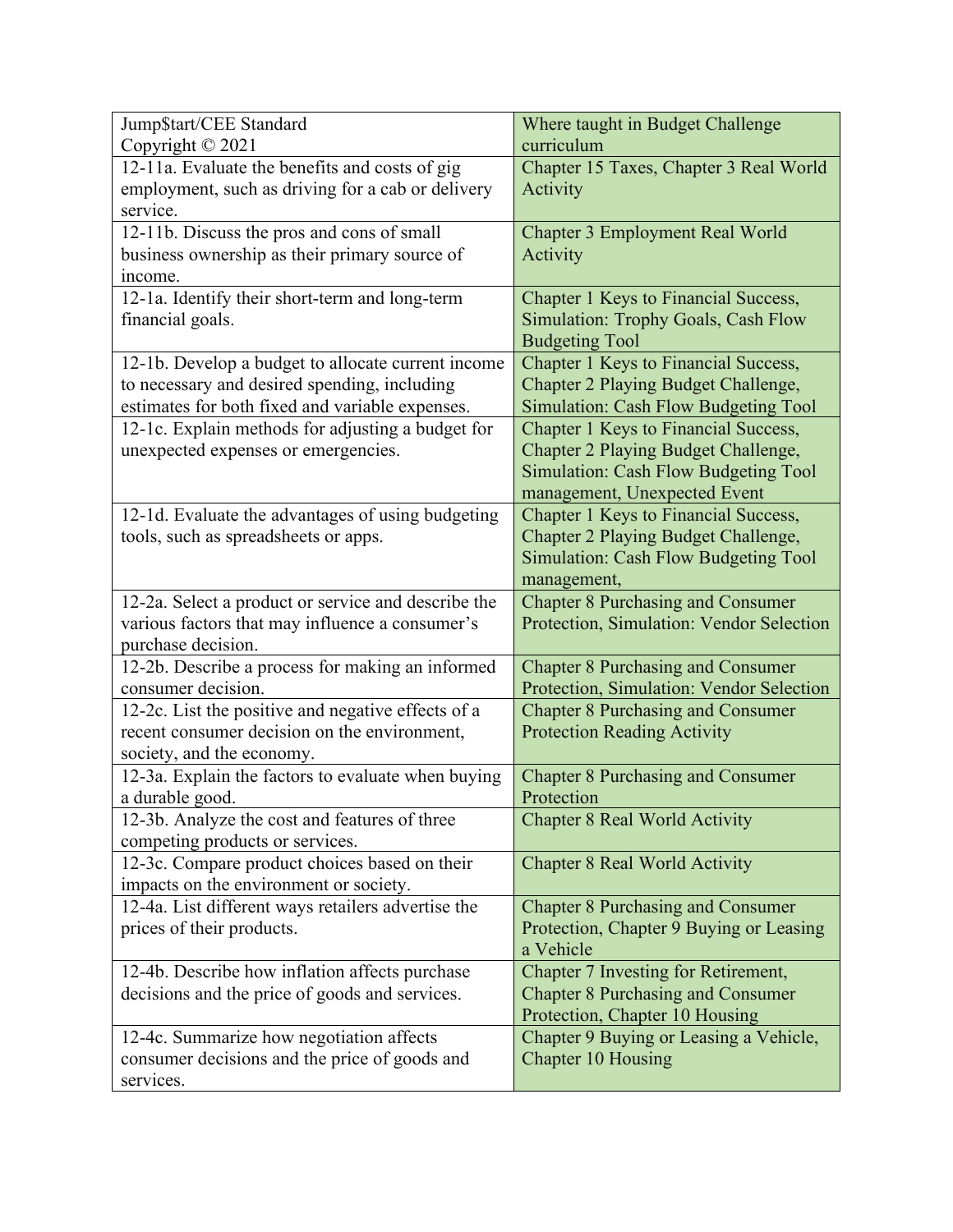| Jump$tart/CEE Standard Copyright © 2021 | Where taught in Budget Challenge curriculum |
|---|---|
| 12-11a. Evaluate the benefits and costs of gig employment, such as driving for a cab or delivery service. | Chapter 15 Taxes, Chapter 3 Real World Activity |
| 12-11b. Discuss the pros and cons of small business ownership as their primary source of income. | Chapter 3 Employment Real World Activity |
| 12-1a. Identify their short-term and long-term financial goals. | Chapter 1 Keys to Financial Success, Simulation: Trophy Goals, Cash Flow Budgeting Tool |
| 12-1b. Develop a budget to allocate current income to necessary and desired spending, including estimates for both fixed and variable expenses. | Chapter 1 Keys to Financial Success, Chapter 2 Playing Budget Challenge, Simulation: Cash Flow Budgeting Tool |
| 12-1c. Explain methods for adjusting a budget for unexpected expenses or emergencies. | Chapter 1 Keys to Financial Success, Chapter 2 Playing Budget Challenge, Simulation: Cash Flow Budgeting Tool management, Unexpected Event |
| 12-1d. Evaluate the advantages of using budgeting tools, such as spreadsheets or apps. | Chapter 1 Keys to Financial Success, Chapter 2 Playing Budget Challenge, Simulation: Cash Flow Budgeting Tool management, |
| 12-2a. Select a product or service and describe the various factors that may influence a consumer's purchase decision. | Chapter 8 Purchasing and Consumer Protection, Simulation: Vendor Selection |
| 12-2b. Describe a process for making an informed consumer decision. | Chapter 8 Purchasing and Consumer Protection, Simulation: Vendor Selection |
| 12-2c. List the positive and negative effects of a recent consumer decision on the environment, society, and the economy. | Chapter 8 Purchasing and Consumer Protection Reading Activity |
| 12-3a. Explain the factors to evaluate when buying a durable good. | Chapter 8 Purchasing and Consumer Protection |
| 12-3b. Analyze the cost and features of three competing products or services. | Chapter 8 Real World Activity |
| 12-3c. Compare product choices based on their impacts on the environment or society. | Chapter 8 Real World Activity |
| 12-4a. List different ways retailers advertise the prices of their products. | Chapter 8 Purchasing and Consumer Protection, Chapter 9 Buying or Leasing a Vehicle |
| 12-4b. Describe how inflation affects purchase decisions and the price of goods and services. | Chapter 7 Investing for Retirement, Chapter 8 Purchasing and Consumer Protection, Chapter 10 Housing |
| 12-4c. Summarize how negotiation affects consumer decisions and the price of goods and services. | Chapter 9 Buying or Leasing a Vehicle, Chapter 10 Housing |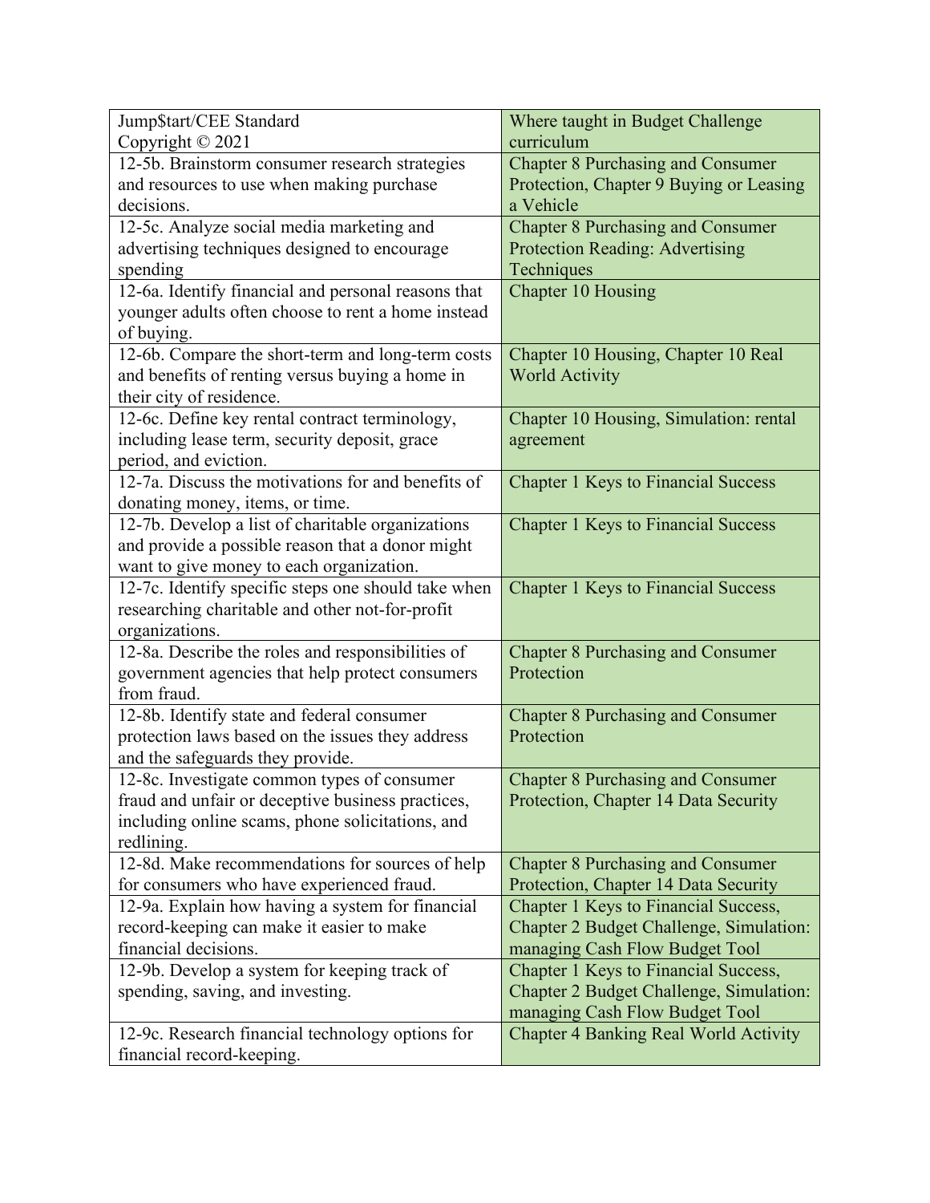| Jump$tart/CEE Standard<br>Copyright © 2021 | Where taught in Budget Challenge curriculum |
| --- | --- |
| 12-5b. Brainstorm consumer research strategies and resources to use when making purchase decisions. | Chapter 8 Purchasing and Consumer Protection, Chapter 9 Buying or Leasing a Vehicle |
| 12-5c. Analyze social media marketing and advertising techniques designed to encourage spending | Chapter 8 Purchasing and Consumer Protection Reading: Advertising Techniques |
| 12-6a. Identify financial and personal reasons that younger adults often choose to rent a home instead of buying. | Chapter 10 Housing |
| 12-6b. Compare the short-term and long-term costs and benefits of renting versus buying a home in their city of residence. | Chapter 10 Housing, Chapter 10 Real World Activity |
| 12-6c. Define key rental contract terminology, including lease term, security deposit, grace period, and eviction. | Chapter 10 Housing, Simulation: rental agreement |
| 12-7a. Discuss the motivations for and benefits of donating money, items, or time. | Chapter 1 Keys to Financial Success |
| 12-7b. Develop a list of charitable organizations and provide a possible reason that a donor might want to give money to each organization. | Chapter 1 Keys to Financial Success |
| 12-7c. Identify specific steps one should take when researching charitable and other not-for-profit organizations. | Chapter 1 Keys to Financial Success |
| 12-8a. Describe the roles and responsibilities of government agencies that help protect consumers from fraud. | Chapter 8 Purchasing and Consumer Protection |
| 12-8b. Identify state and federal consumer protection laws based on the issues they address and the safeguards they provide. | Chapter 8 Purchasing and Consumer Protection |
| 12-8c. Investigate common types of consumer fraud and unfair or deceptive business practices, including online scams, phone solicitations, and redlining. | Chapter 8 Purchasing and Consumer Protection, Chapter 14 Data Security |
| 12-8d. Make recommendations for sources of help for consumers who have experienced fraud. | Chapter 8 Purchasing and Consumer Protection, Chapter 14 Data Security |
| 12-9a. Explain how having a system for financial record-keeping can make it easier to make financial decisions. | Chapter 1 Keys to Financial Success, Chapter 2 Budget Challenge, Simulation: managing Cash Flow Budget Tool |
| 12-9b. Develop a system for keeping track of spending, saving, and investing. | Chapter 1 Keys to Financial Success, Chapter 2 Budget Challenge, Simulation: managing Cash Flow Budget Tool |
| 12-9c. Research financial technology options for financial record-keeping. | Chapter 4 Banking Real World Activity |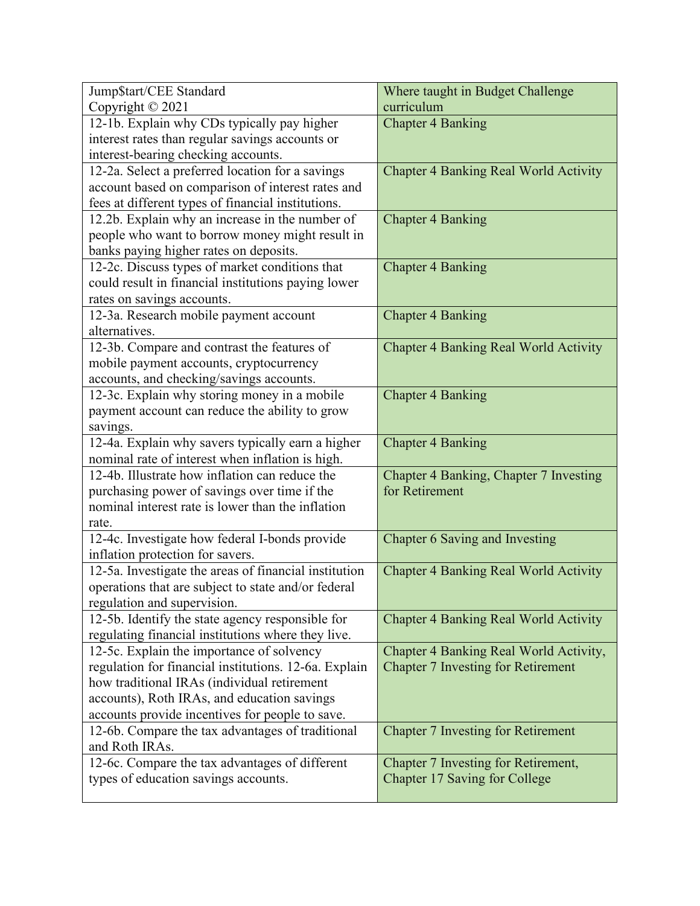| Jump$tart/CEE Standard<br>Copyright © 2021 | Where taught in Budget Challenge curriculum |
|---|---|
| 12-1b. Explain why CDs typically pay higher interest rates than regular savings accounts or interest-bearing checking accounts. | Chapter 4 Banking |
| 12-2a. Select a preferred location for a savings account based on comparison of interest rates and fees at different types of financial institutions. | Chapter 4 Banking Real World Activity |
| 12.2b. Explain why an increase in the number of people who want to borrow money might result in banks paying higher rates on deposits. | Chapter 4 Banking |
| 12-2c. Discuss types of market conditions that could result in financial institutions paying lower rates on savings accounts. | Chapter 4 Banking |
| 12-3a. Research mobile payment account alternatives. | Chapter 4 Banking |
| 12-3b. Compare and contrast the features of mobile payment accounts, cryptocurrency accounts, and checking/savings accounts. | Chapter 4 Banking Real World Activity |
| 12-3c. Explain why storing money in a mobile payment account can reduce the ability to grow savings. | Chapter 4 Banking |
| 12-4a. Explain why savers typically earn a higher nominal rate of interest when inflation is high. | Chapter 4 Banking |
| 12-4b. Illustrate how inflation can reduce the purchasing power of savings over time if the nominal interest rate is lower than the inflation rate. | Chapter 4 Banking, Chapter 7 Investing for Retirement |
| 12-4c. Investigate how federal I-bonds provide inflation protection for savers. | Chapter 6 Saving and Investing |
| 12-5a. Investigate the areas of financial institution operations that are subject to state and/or federal regulation and supervision. | Chapter 4 Banking Real World Activity |
| 12-5b. Identify the state agency responsible for regulating financial institutions where they live. | Chapter 4 Banking Real World Activity |
| 12-5c. Explain the importance of solvency regulation for financial institutions. 12-6a. Explain how traditional IRAs (individual retirement accounts), Roth IRAs, and education savings accounts provide incentives for people to save. | Chapter 4 Banking Real World Activity, Chapter 7 Investing for Retirement |
| 12-6b. Compare the tax advantages of traditional and Roth IRAs. | Chapter 7 Investing for Retirement |
| 12-6c. Compare the tax advantages of different types of education savings accounts. | Chapter 7 Investing for Retirement, Chapter 17 Saving for College |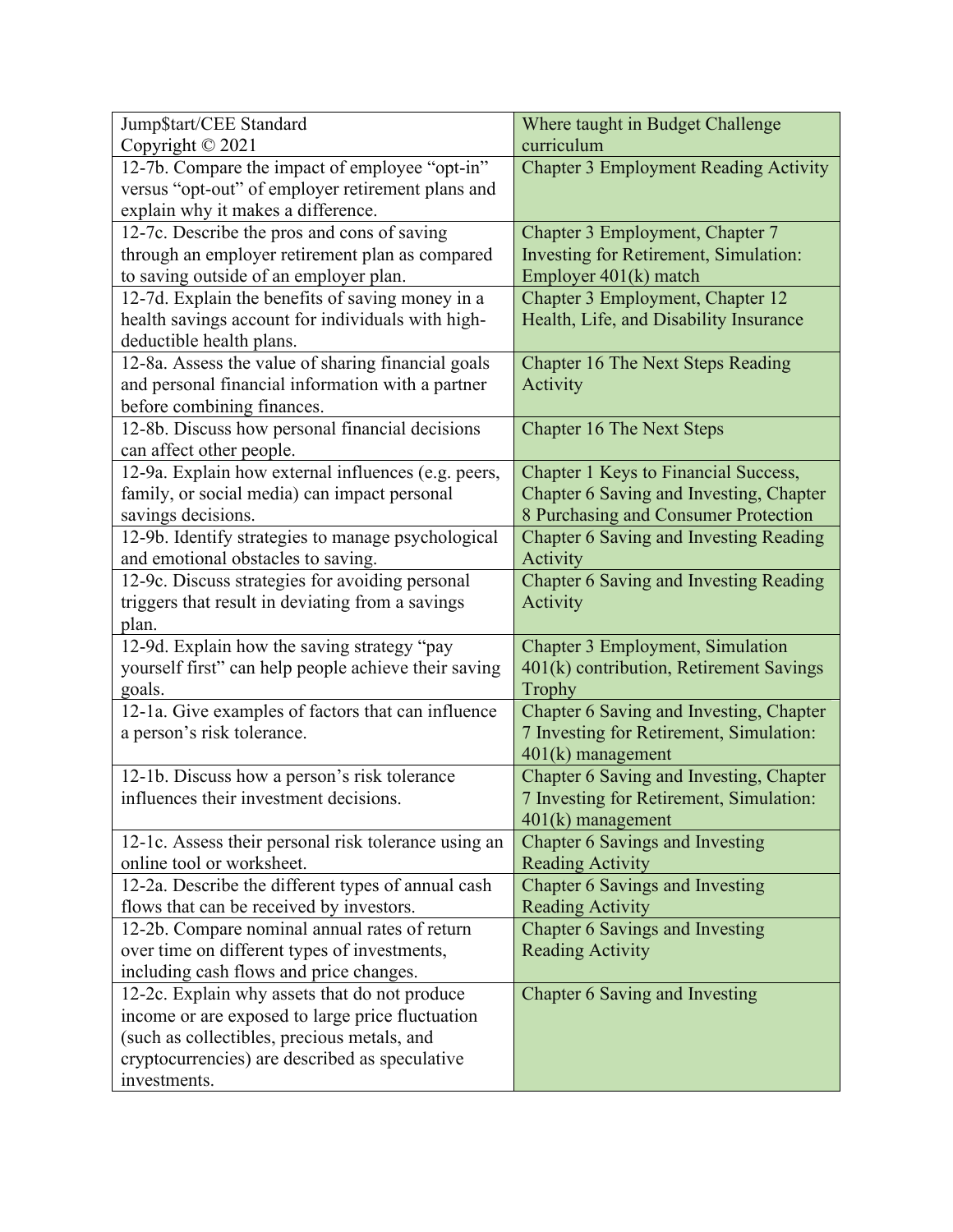| Jump$tart/CEE Standard<br>Copyright © 2021 | Where taught in Budget Challenge curriculum |
|---|---|
| 12-7b. Compare the impact of employee "opt-in" versus "opt-out" of employer retirement plans and explain why it makes a difference. | Chapter 3 Employment Reading Activity |
| 12-7c. Describe the pros and cons of saving through an employer retirement plan as compared to saving outside of an employer plan. | Chapter 3 Employment, Chapter 7 Investing for Retirement, Simulation: Employer 401(k) match |
| 12-7d. Explain the benefits of saving money in a health savings account for individuals with high-deductible health plans. | Chapter 3 Employment, Chapter 12 Health, Life, and Disability Insurance |
| 12-8a. Assess the value of sharing financial goals and personal financial information with a partner before combining finances. | Chapter 16 The Next Steps Reading Activity |
| 12-8b. Discuss how personal financial decisions can affect other people. | Chapter 16 The Next Steps |
| 12-9a. Explain how external influences (e.g. peers, family, or social media) can impact personal savings decisions. | Chapter 1 Keys to Financial Success, Chapter 6 Saving and Investing, Chapter 8 Purchasing and Consumer Protection |
| 12-9b. Identify strategies to manage psychological and emotional obstacles to saving. | Chapter 6 Saving and Investing Reading Activity |
| 12-9c. Discuss strategies for avoiding personal triggers that result in deviating from a savings plan. | Chapter 6 Saving and Investing Reading Activity |
| 12-9d. Explain how the saving strategy "pay yourself first" can help people achieve their saving goals. | Chapter 3 Employment, Simulation 401(k) contribution, Retirement Savings Trophy |
| 12-1a. Give examples of factors that can influence a person's risk tolerance. | Chapter 6 Saving and Investing, Chapter 7 Investing for Retirement, Simulation: 401(k) management |
| 12-1b. Discuss how a person's risk tolerance influences their investment decisions. | Chapter 6 Saving and Investing, Chapter 7 Investing for Retirement, Simulation: 401(k) management |
| 12-1c. Assess their personal risk tolerance using an online tool or worksheet. | Chapter 6 Savings and Investing Reading Activity |
| 12-2a. Describe the different types of annual cash flows that can be received by investors. | Chapter 6 Savings and Investing Reading Activity |
| 12-2b. Compare nominal annual rates of return over time on different types of investments, including cash flows and price changes. | Chapter 6 Savings and Investing Reading Activity |
| 12-2c. Explain why assets that do not produce income or are exposed to large price fluctuation (such as collectibles, precious metals, and cryptocurrencies) are described as speculative investments. | Chapter 6 Saving and Investing |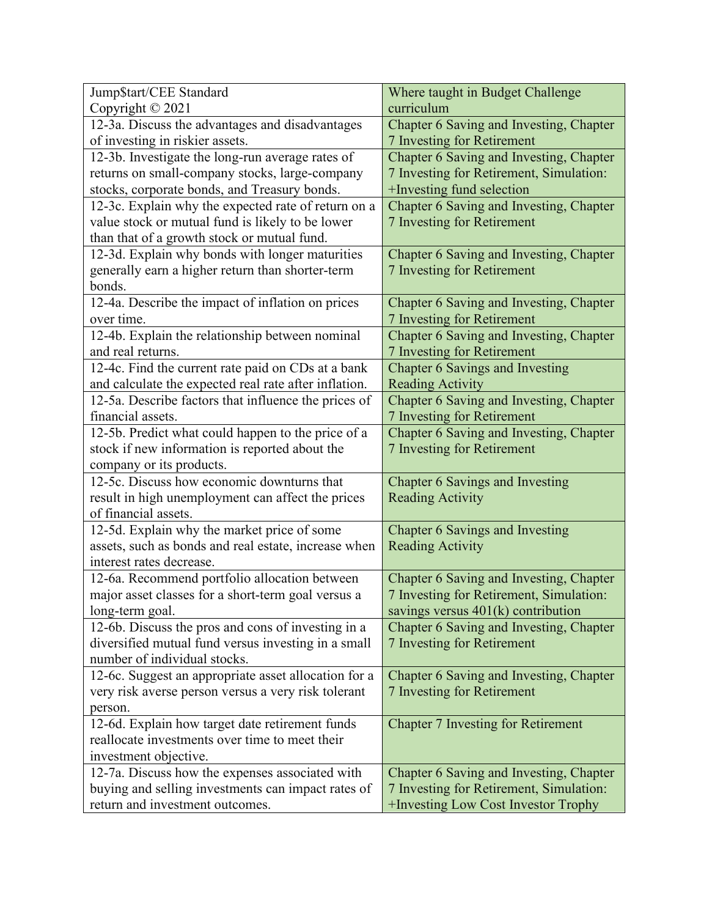| Jump$tart/CEE Standard<br>Copyright © 2021 | Where taught in Budget Challenge curriculum |
|---|---|
| 12-3a. Discuss the advantages and disadvantages of investing in riskier assets. | Chapter 6 Saving and Investing, Chapter 7 Investing for Retirement |
| 12-3b. Investigate the long-run average rates of returns on small-company stocks, large-company stocks, corporate bonds, and Treasury bonds. | Chapter 6 Saving and Investing, Chapter 7 Investing for Retirement, Simulation: +Investing fund selection |
| 12-3c. Explain why the expected rate of return on a value stock or mutual fund is likely to be lower than that of a growth stock or mutual fund. | Chapter 6 Saving and Investing, Chapter 7 Investing for Retirement |
| 12-3d. Explain why bonds with longer maturities generally earn a higher return than shorter-term bonds. | Chapter 6 Saving and Investing, Chapter 7 Investing for Retirement |
| 12-4a. Describe the impact of inflation on prices over time. | Chapter 6 Saving and Investing, Chapter 7 Investing for Retirement |
| 12-4b. Explain the relationship between nominal and real returns. | Chapter 6 Saving and Investing, Chapter 7 Investing for Retirement |
| 12-4c. Find the current rate paid on CDs at a bank and calculate the expected real rate after inflation. | Chapter 6 Savings and Investing Reading Activity |
| 12-5a. Describe factors that influence the prices of financial assets. | Chapter 6 Saving and Investing, Chapter 7 Investing for Retirement |
| 12-5b. Predict what could happen to the price of a stock if new information is reported about the company or its products. | Chapter 6 Saving and Investing, Chapter 7 Investing for Retirement |
| 12-5c. Discuss how economic downturns that result in high unemployment can affect the prices of financial assets. | Chapter 6 Savings and Investing Reading Activity |
| 12-5d. Explain why the market price of some assets, such as bonds and real estate, increase when interest rates decrease. | Chapter 6 Savings and Investing Reading Activity |
| 12-6a. Recommend portfolio allocation between major asset classes for a short-term goal versus a long-term goal. | Chapter 6 Saving and Investing, Chapter 7 Investing for Retirement, Simulation: savings versus 401(k) contribution |
| 12-6b. Discuss the pros and cons of investing in a diversified mutual fund versus investing in a small number of individual stocks. | Chapter 6 Saving and Investing, Chapter 7 Investing for Retirement |
| 12-6c. Suggest an appropriate asset allocation for a very risk averse person versus a very risk tolerant person. | Chapter 6 Saving and Investing, Chapter 7 Investing for Retirement |
| 12-6d. Explain how target date retirement funds reallocate investments over time to meet their investment objective. | Chapter 7 Investing for Retirement |
| 12-7a. Discuss how the expenses associated with buying and selling investments can impact rates of return and investment outcomes. | Chapter 6 Saving and Investing, Chapter 7 Investing for Retirement, Simulation: +Investing Low Cost Investor Trophy |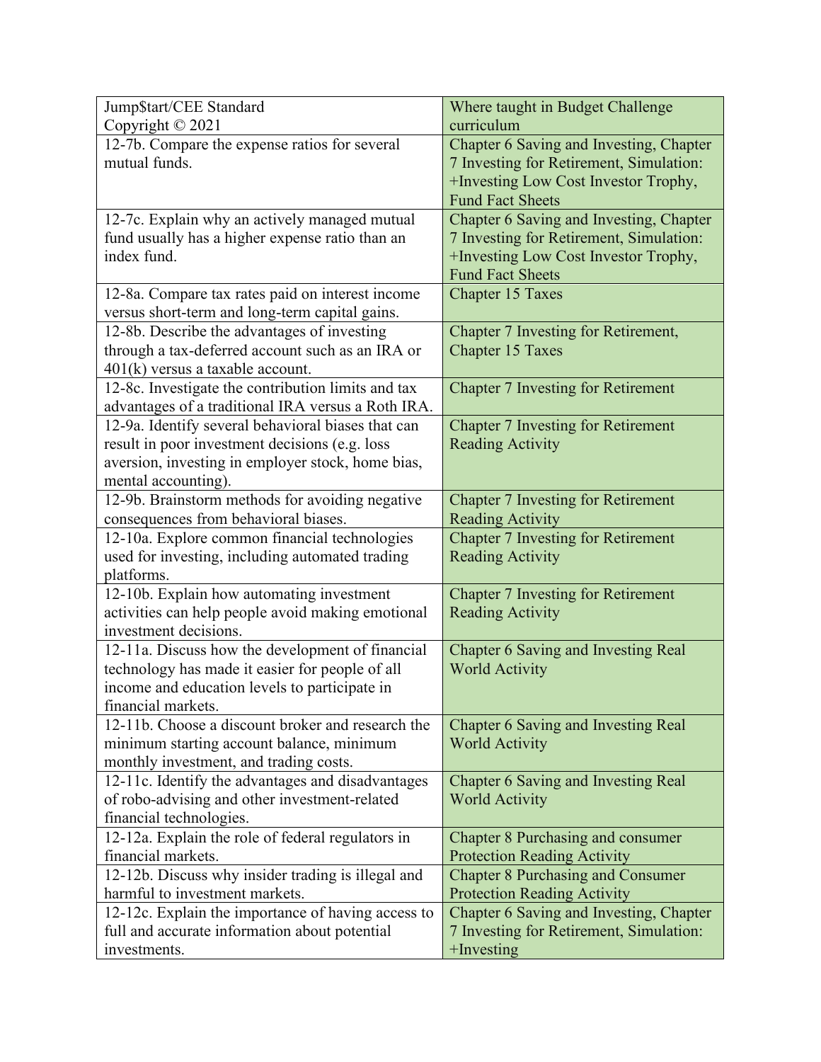| Jump$tart/CEE Standard<br>Copyright © 2021 | Where taught in Budget Challenge curriculum |
|---|---|
| 12-7b. Compare the expense ratios for several mutual funds. | Chapter 6 Saving and Investing, Chapter 7 Investing for Retirement, Simulation: +Investing Low Cost Investor Trophy, Fund Fact Sheets |
| 12-7c. Explain why an actively managed mutual fund usually has a higher expense ratio than an index fund. | Chapter 6 Saving and Investing, Chapter 7 Investing for Retirement, Simulation: +Investing Low Cost Investor Trophy, Fund Fact Sheets |
| 12-8a. Compare tax rates paid on interest income versus short-term and long-term capital gains. | Chapter 15 Taxes |
| 12-8b. Describe the advantages of investing through a tax-deferred account such as an IRA or 401(k) versus a taxable account. | Chapter 7 Investing for Retirement, Chapter 15 Taxes |
| 12-8c. Investigate the contribution limits and tax advantages of a traditional IRA versus a Roth IRA. | Chapter 7 Investing for Retirement |
| 12-9a. Identify several behavioral biases that can result in poor investment decisions (e.g. loss aversion, investing in employer stock, home bias, mental accounting). | Chapter 7 Investing for Retirement Reading Activity |
| 12-9b. Brainstorm methods for avoiding negative consequences from behavioral biases. | Chapter 7 Investing for Retirement Reading Activity |
| 12-10a. Explore common financial technologies used for investing, including automated trading platforms. | Chapter 7 Investing for Retirement Reading Activity |
| 12-10b. Explain how automating investment activities can help people avoid making emotional investment decisions. | Chapter 7 Investing for Retirement Reading Activity |
| 12-11a. Discuss how the development of financial technology has made it easier for people of all income and education levels to participate in financial markets. | Chapter 6 Saving and Investing Real World Activity |
| 12-11b. Choose a discount broker and research the minimum starting account balance, minimum monthly investment, and trading costs. | Chapter 6 Saving and Investing Real World Activity |
| 12-11c. Identify the advantages and disadvantages of robo-advising and other investment-related financial technologies. | Chapter 6 Saving and Investing Real World Activity |
| 12-12a. Explain the role of federal regulators in financial markets. | Chapter 8 Purchasing and consumer Protection Reading Activity |
| 12-12b. Discuss why insider trading is illegal and harmful to investment markets. | Chapter 8 Purchasing and Consumer Protection Reading Activity |
| 12-12c. Explain the importance of having access to full and accurate information about potential investments. | Chapter 6 Saving and Investing, Chapter 7 Investing for Retirement, Simulation: +Investing |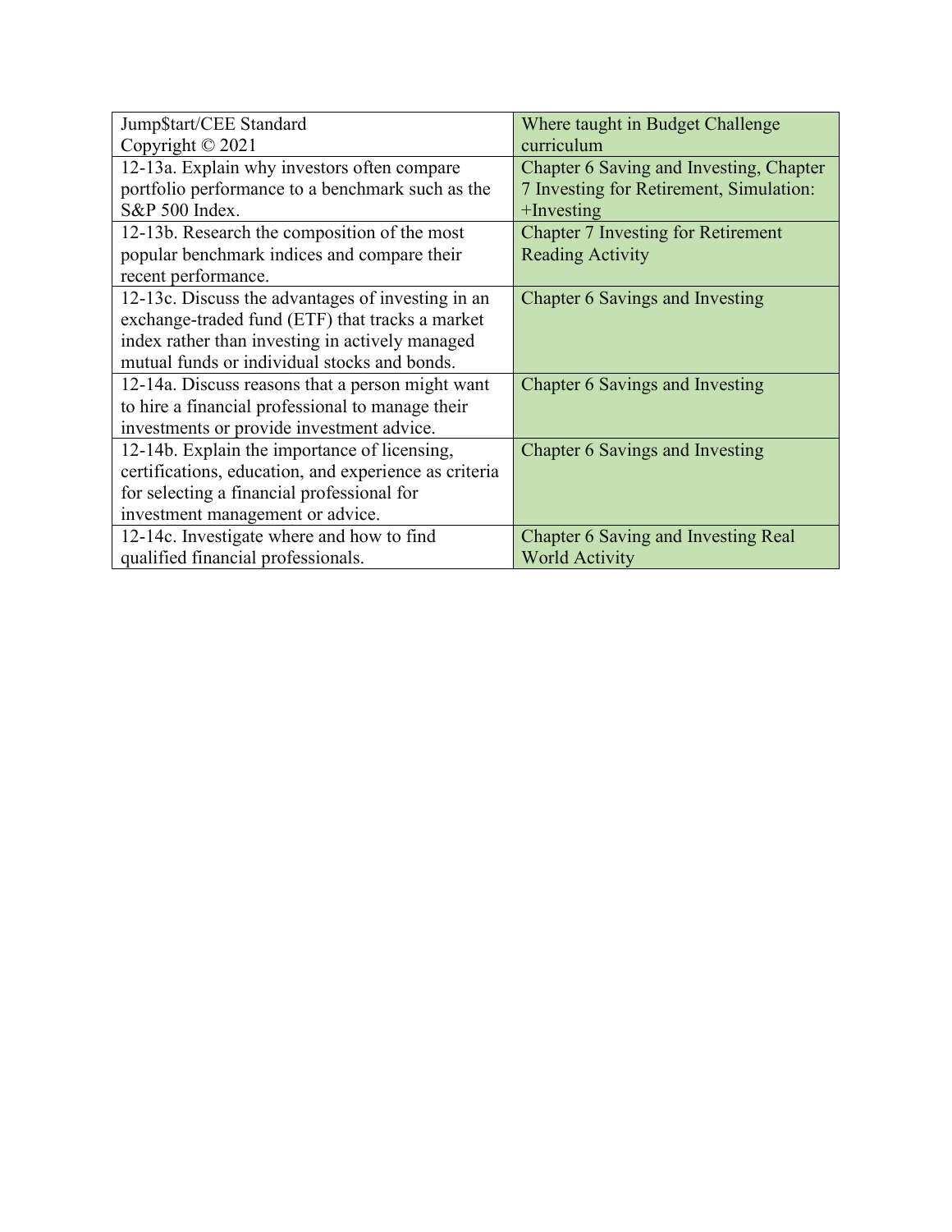| Jump$tart/CEE Standard Copyright © 2021 | Where taught in Budget Challenge curriculum |
|---|---|
| 12-13a. Explain why investors often compare portfolio performance to a benchmark such as the S&P 500 Index. | Chapter 6 Saving and Investing, Chapter 7 Investing for Retirement, Simulation: +Investing |
| 12-13b. Research the composition of the most popular benchmark indices and compare their recent performance. | Chapter 7 Investing for Retirement Reading Activity |
| 12-13c. Discuss the advantages of investing in an exchange-traded fund (ETF) that tracks a market index rather than investing in actively managed mutual funds or individual stocks and bonds. | Chapter 6 Savings and Investing |
| 12-14a. Discuss reasons that a person might want to hire a financial professional to manage their investments or provide investment advice. | Chapter 6 Savings and Investing |
| 12-14b. Explain the importance of licensing, certifications, education, and experience as criteria for selecting a financial professional for investment management or advice. | Chapter 6 Savings and Investing |
| 12-14c. Investigate where and how to find qualified financial professionals. | Chapter 6 Saving and Investing Real World Activity |